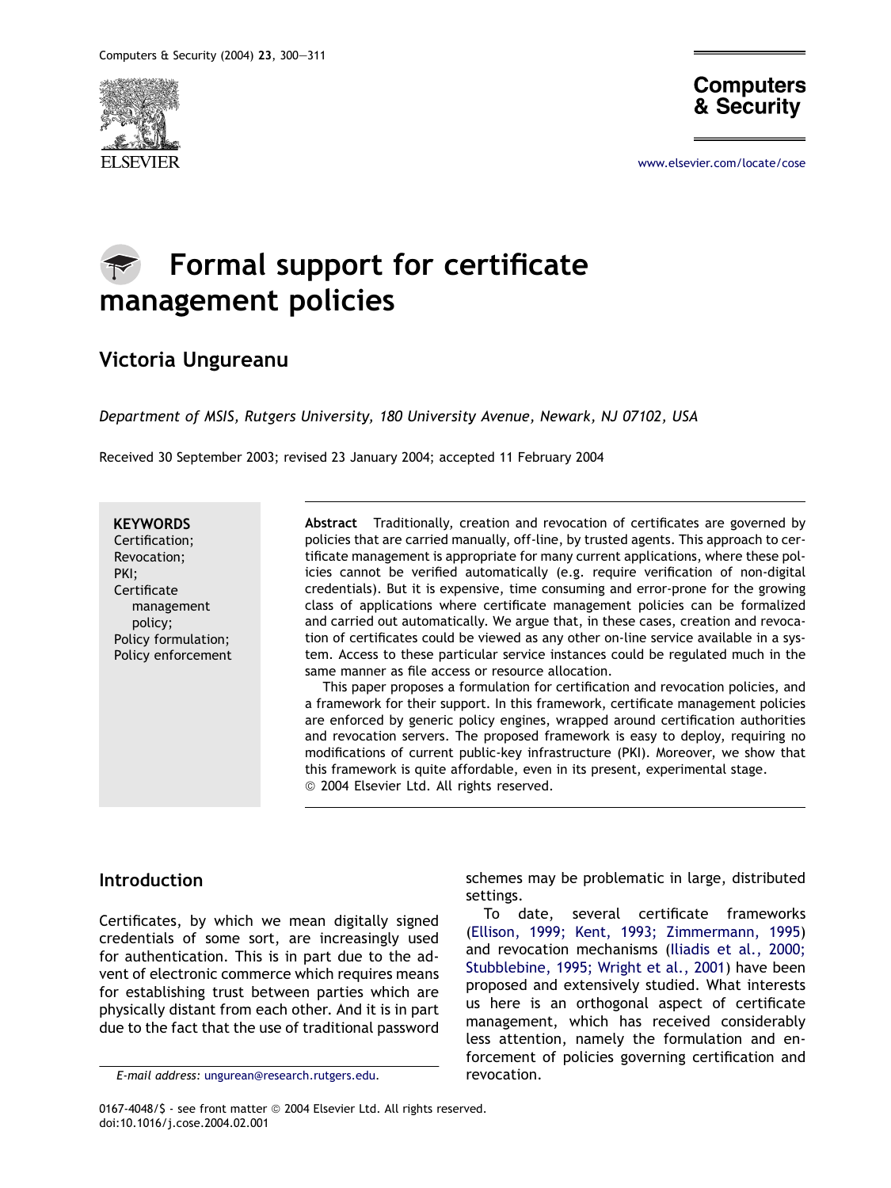# Formal support for certificate management policies

## Victoria Ungureanu

*Department of MSIS, Rutgers University, 180 University Avenue, Newark, NJ 07102, USA*

Received 30 September 2003; revised 23 January 2004; accepted 11 February 2004

**KEYWORDS**
Certification;
Revocation;
PKI;
Certificate management policy;
Policy formulation;
Policy enforcement

**Abstract** Traditionally, creation and revocation of certificates are governed by policies that are carried manually, off-line, by trusted agents. This approach to certificate management is appropriate for many current applications, where these policies cannot be verified automatically (e.g. require verification of non-digital credentials). But it is expensive, time consuming and error-prone for the growing class of applications where certificate management policies can be formalized and carried out automatically. We argue that, in these cases, creation and revocation of certificates could be viewed as any other on-line service available in a system. Access to these particular service instances could be regulated much in the same manner as file access or resource allocation.

This paper proposes a formulation for certification and revocation policies, and a framework for their support. In this framework, certificate management policies are enforced by generic policy engines, wrapped around certification authorities and revocation servers. The proposed framework is easy to deploy, requiring no modifications of current public-key infrastructure (PKI). Moreover, we show that this framework is quite affordable, even in its present, experimental stage.
© 2004 Elsevier Ltd. All rights reserved.

## Introduction

Certificates, by which we mean digitally signed credentials of some sort, are increasingly used for authentication. This is in part due to the advent of electronic commerce which requires means for establishing trust between parties which are physically distant from each other. And it is in part due to the fact that the use of traditional password schemes may be problematic in large, distributed settings.

To date, several certificate frameworks (Ellison, 1999; Kent, 1993; Zimmermann, 1995) and revocation mechanisms (Iliadis et al., 2000; Stubblebine, 1995; Wright et al., 2001) have been proposed and extensively studied. What interests us here is an orthogonal aspect of certificate management, which has received considerably less attention, namely the formulation and enforcement of policies governing certification and revocation.

*E-mail address:* ungurean@research.rutgers.edu.

0167-4048/$ - see front matter © 2004 Elsevier Ltd. All rights reserved.
doi:10.1016/j.cose.2004.02.001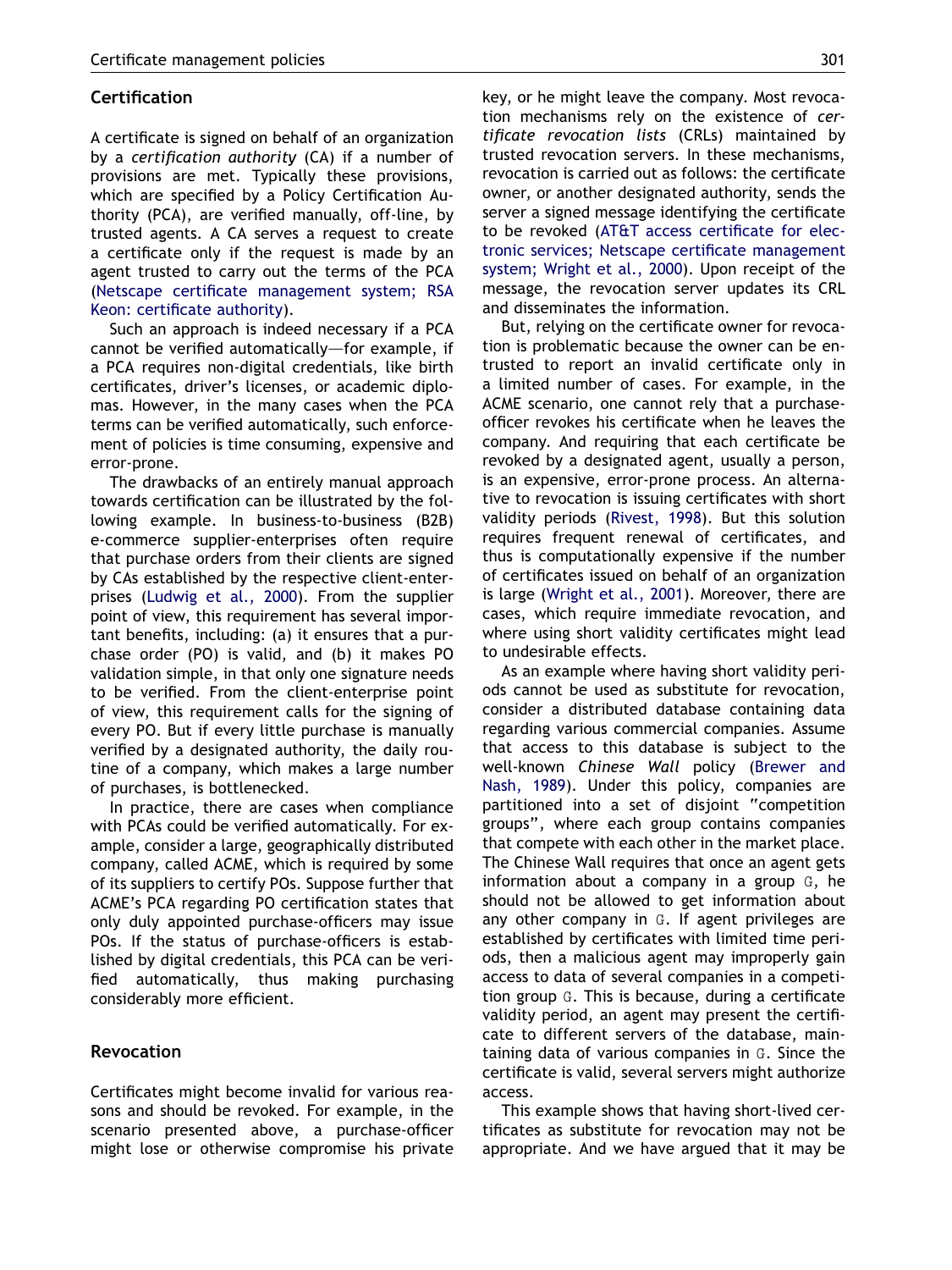## Certification

A certificate is signed on behalf of an organization by a *certification authority* (CA) if a number of provisions are met. Typically these provisions, which are specified by a Policy Certification Authority (PCA), are verified manually, off-line, by trusted agents. A CA serves a request to create a certificate only if the request is made by an agent trusted to carry out the terms of the PCA (Netscape certificate management system; RSA Keon: certificate authority).

Such an approach is indeed necessary if a PCA cannot be verified automatically—for example, if a PCA requires non-digital credentials, like birth certificates, driver's licenses, or academic diplomas. However, in the many cases when the PCA terms can be verified automatically, such enforcement of policies is time consuming, expensive and error-prone.

The drawbacks of an entirely manual approach towards certification can be illustrated by the following example. In business-to-business (B2B) e-commerce supplier-enterprises often require that purchase orders from their clients are signed by CAs established by the respective client-enterprises (Ludwig et al., 2000). From the supplier point of view, this requirement has several important benefits, including: (a) it ensures that a purchase order (PO) is valid, and (b) it makes PO validation simple, in that only one signature needs to be verified. From the client-enterprise point of view, this requirement calls for the signing of every PO. But if every little purchase is manually verified by a designated authority, the daily routine of a company, which makes a large number of purchases, is bottlenecked.

In practice, there are cases when compliance with PCAs could be verified automatically. For example, consider a large, geographically distributed company, called ACME, which is required by some of its suppliers to certify POs. Suppose further that ACME's PCA regarding PO certification states that only duly appointed purchase-officers may issue POs. If the status of purchase-officers is established by digital credentials, this PCA can be verified automatically, thus making purchasing considerably more efficient.

## Revocation

Certificates might become invalid for various reasons and should be revoked. For example, in the scenario presented above, a purchase-officer might lose or otherwise compromise his private key, or he might leave the company. Most revocation mechanisms rely on the existence of *certificate revocation lists* (CRLs) maintained by trusted revocation servers. In these mechanisms, revocation is carried out as follows: the certificate owner, or another designated authority, sends the server a signed message identifying the certificate to be revoked (AT&T access certificate for electronic services; Netscape certificate management system; Wright et al., 2000). Upon receipt of the message, the revocation server updates its CRL and disseminates the information.

But, relying on the certificate owner for revocation is problematic because the owner can be entrusted to report an invalid certificate only in a limited number of cases. For example, in the ACME scenario, one cannot rely that a purchase-officer revokes his certificate when he leaves the company. And requiring that each certificate be revoked by a designated agent, usually a person, is an expensive, error-prone process. An alternative to revocation is issuing certificates with short validity periods (Rivest, 1998). But this solution requires frequent renewal of certificates, and thus is computationally expensive if the number of certificates issued on behalf of an organization is large (Wright et al., 2001). Moreover, there are cases, which require immediate revocation, and where using short validity certificates might lead to undesirable effects.

As an example where having short validity periods cannot be used as substitute for revocation, consider a distributed database containing data regarding various commercial companies. Assume that access to this database is subject to the well-known *Chinese Wall* policy (Brewer and Nash, 1989). Under this policy, companies are partitioned into a set of disjoint "competition groups", where each group contains companies that compete with each other in the market place. The Chinese Wall requires that once an agent gets information about a company in a group G, he should not be allowed to get information about any other company in G. If agent privileges are established by certificates with limited time periods, then a malicious agent may improperly gain access to data of several companies in a competition group G. This is because, during a certificate validity period, an agent may present the certificate to different servers of the database, maintaining data of various companies in G. Since the certificate is valid, several servers might authorize access.

This example shows that having short-lived certificates as substitute for revocation may not be appropriate. And we have argued that it may be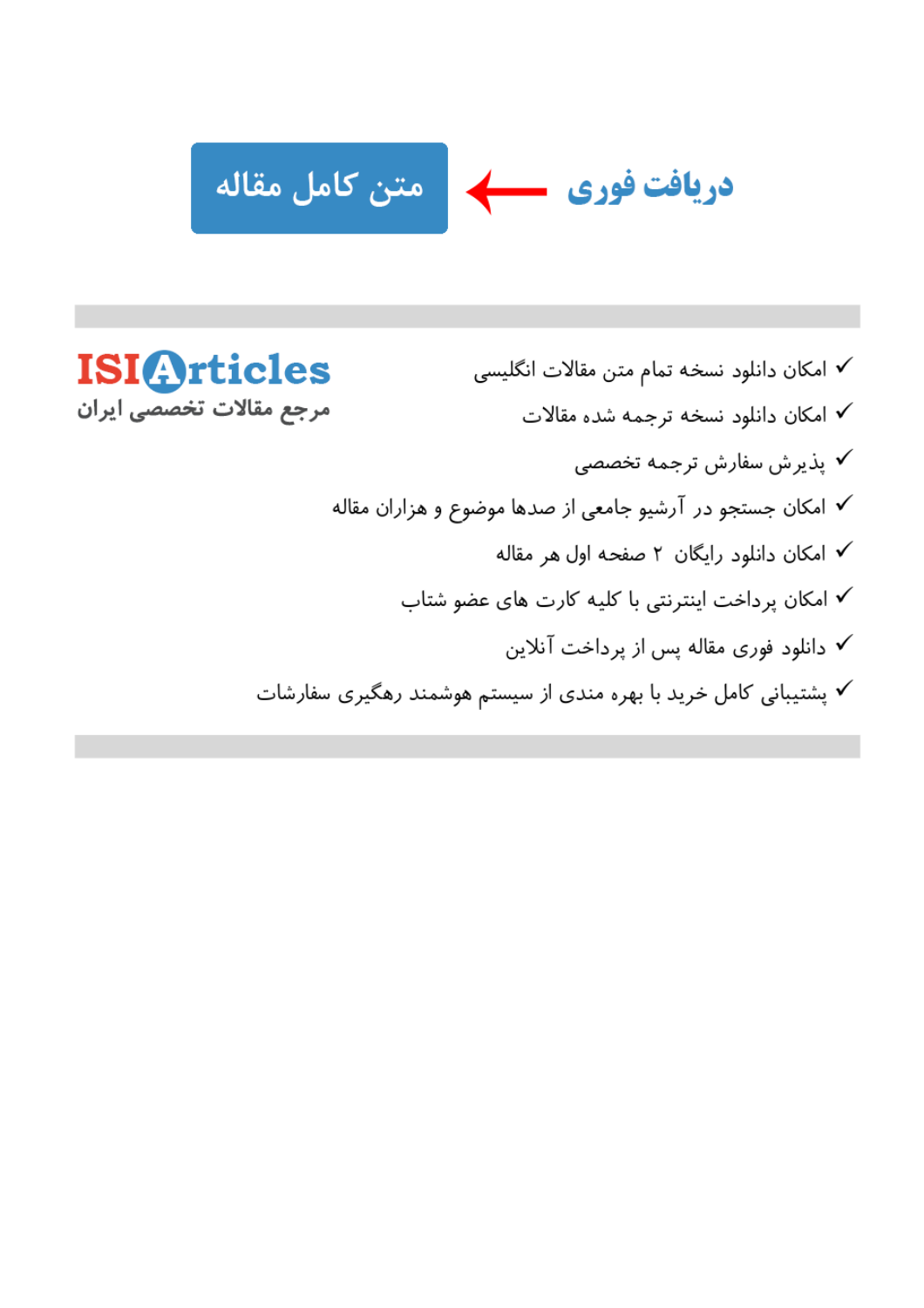دریافت فوری ← **متن کامل مقاله**

**ISIArticles**
مرجع مقالات تخصصی ایران

- ✓ امکان دانلود نسخه تمام متن مقالات انگلیسی
- ✓ امکان دانلود نسخه ترجمه شده مقالات
- ✓ پذیرش سفارش ترجمه تخصصی
- ✓ امکان جستجو در آرشیو جامعی از صدها موضوع و هزاران مقاله
- ✓ امکان دانلود رایگان ۲ صفحه اول هر مقاله
- ✓ امکان پرداخت اینترنتی با کلیه کارت های عضو شتاب
- ✓ دانلود فوری مقاله پس از پرداخت آنلاین
- ✓ پشتیبانی کامل خرید با بهره مندی از سیستم هوشمند رهگیری سفارشات